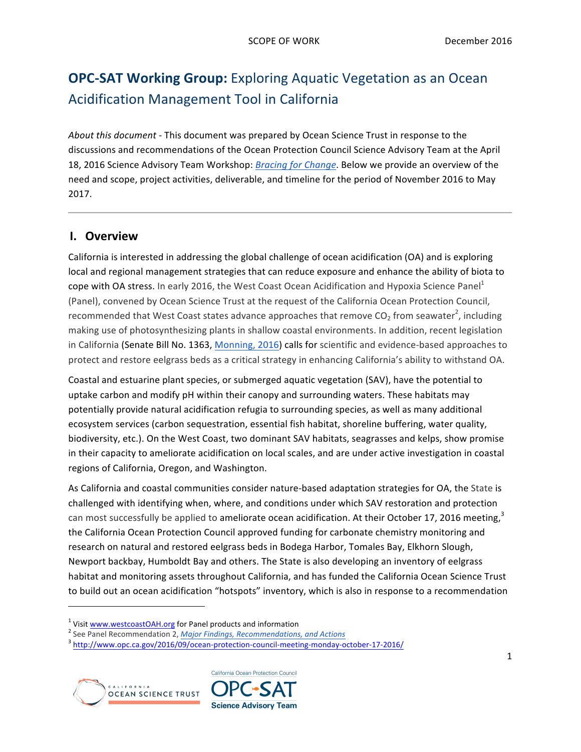# OPC-SAT Working Group: Exploring Aquatic Vegetation as an Ocean Acidification Management Tool in California

*About this document* - This document was prepared by Ocean Science Trust in response to the discussions and recommendations of the Ocean Protection Council Science Advisory Team at the April 18, 2016 Science Advisory Team Workshop: *Bracing for Change*. Below we provide an overview of the need and scope, project activities, deliverable, and timeline for the period of November 2016 to May 2017.

---

## I. Overview

California is interested in addressing the global challenge of ocean acidification (OA) and is exploring local and regional management strategies that can reduce exposure and enhance the ability of biota to cope with OA stress. In early 2016, the West Coast Ocean Acidification and Hypoxia Science Panel[1] (Panel), convened by Ocean Science Trust at the request of the California Ocean Protection Council, recommended that West Coast states advance approaches that remove $CO_2$ from seawater[2], including making use of photosynthesizing plants in shallow coastal environments. In addition, recent legislation in California (Senate Bill No. 1363, Monning, 2016) calls for scientific and evidence-based approaches to protect and restore eelgrass beds as a critical strategy in enhancing California's ability to withstand OA.

Coastal and estuarine plant species, or submerged aquatic vegetation (SAV), have the potential to uptake carbon and modify pH within their canopy and surrounding waters. These habitats may potentially provide natural acidification refugia to surrounding species, as well as many additional ecosystem services (carbon sequestration, essential fish habitat, shoreline buffering, water quality, biodiversity, etc.). On the West Coast, two dominant SAV habitats, seagrasses and kelps, show promise in their capacity to ameliorate acidification on local scales, and are under active investigation in coastal regions of California, Oregon, and Washington.

As California and coastal communities consider nature-based adaptation strategies for OA, the State is challenged with identifying when, where, and conditions under which SAV restoration and protection can most successfully be applied to ameliorate ocean acidification. At their October 17, 2016 meeting,[3] the California Ocean Protection Council approved funding for carbonate chemistry monitoring and research on natural and restored eelgrass beds in Bodega Harbor, Tomales Bay, Elkhorn Slough, Newport backbay, Humboldt Bay and others. The State is also developing an inventory of eelgrass habitat and monitoring assets throughout California, and has funded the California Ocean Science Trust to build out an ocean acidification "hotspots" inventory, which is also in response to a recommendation

---

[1] Visit www.westcoastOAH.org for Panel products and information

[2] See Panel Recommendation 2, *Major Findings, Recommendations, and Actions*

[3] http://www.opc.ca.gov/2016/09/ocean-protection-council-meeting-monday-october-17-2016/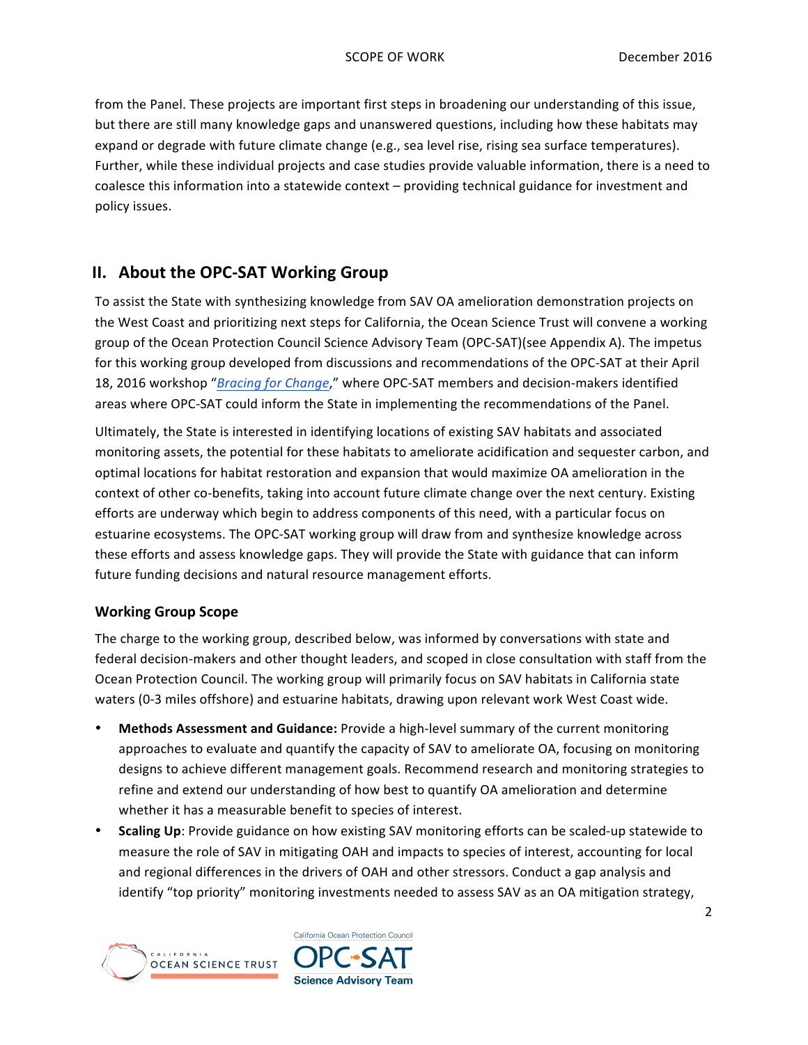from the Panel. These projects are important first steps in broadening our understanding of this issue, but there are still many knowledge gaps and unanswered questions, including how these habitats may expand or degrade with future climate change (e.g., sea level rise, rising sea surface temperatures). Further, while these individual projects and case studies provide valuable information, there is a need to coalesce this information into a statewide context – providing technical guidance for investment and policy issues.

## II. About the OPC-SAT Working Group

To assist the State with synthesizing knowledge from SAV OA amelioration demonstration projects on the West Coast and prioritizing next steps for California, the Ocean Science Trust will convene a working group of the Ocean Protection Council Science Advisory Team (OPC-SAT)(see Appendix A). The impetus for this working group developed from discussions and recommendations of the OPC-SAT at their April 18, 2016 workshop "*Bracing for Change*," where OPC-SAT members and decision-makers identified areas where OPC-SAT could inform the State in implementing the recommendations of the Panel.

Ultimately, the State is interested in identifying locations of existing SAV habitats and associated monitoring assets, the potential for these habitats to ameliorate acidification and sequester carbon, and optimal locations for habitat restoration and expansion that would maximize OA amelioration in the context of other co-benefits, taking into account future climate change over the next century. Existing efforts are underway which begin to address components of this need, with a particular focus on estuarine ecosystems. The OPC-SAT working group will draw from and synthesize knowledge across these efforts and assess knowledge gaps. They will provide the State with guidance that can inform future funding decisions and natural resource management efforts.

### Working Group Scope

The charge to the working group, described below, was informed by conversations with state and federal decision-makers and other thought leaders, and scoped in close consultation with staff from the Ocean Protection Council. The working group will primarily focus on SAV habitats in California state waters (0-3 miles offshore) and estuarine habitats, drawing upon relevant work West Coast wide.

- **Methods Assessment and Guidance:** Provide a high-level summary of the current monitoring approaches to evaluate and quantify the capacity of SAV to ameliorate OA, focusing on monitoring designs to achieve different management goals. Recommend research and monitoring strategies to refine and extend our understanding of how best to quantify OA amelioration and determine whether it has a measurable benefit to species of interest.
- **Scaling Up**: Provide guidance on how existing SAV monitoring efforts can be scaled-up statewide to measure the role of SAV in mitigating OAH and impacts to species of interest, accounting for local and regional differences in the drivers of OAH and other stressors. Conduct a gap analysis and identify "top priority" monitoring investments needed to assess SAV as an OA mitigation strategy,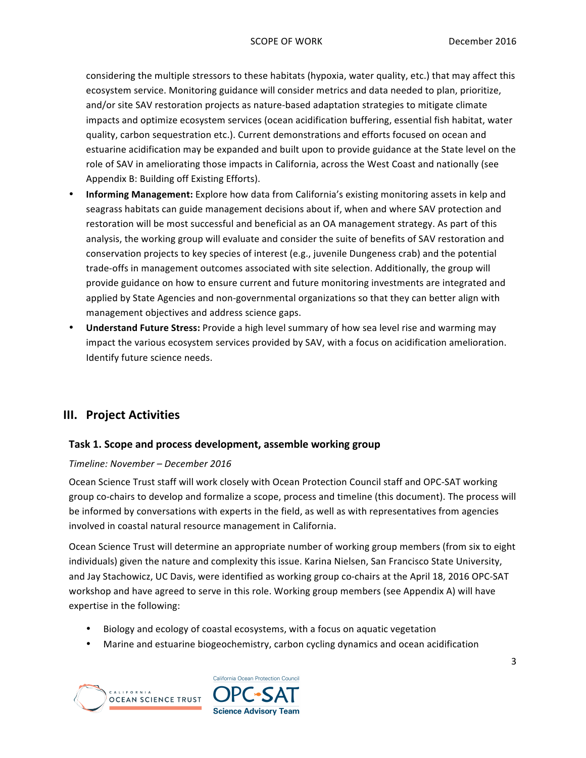considering the multiple stressors to these habitats (hypoxia, water quality, etc.) that may affect this ecosystem service. Monitoring guidance will consider metrics and data needed to plan, prioritize, and/or site SAV restoration projects as nature-based adaptation strategies to mitigate climate impacts and optimize ecosystem services (ocean acidification buffering, essential fish habitat, water quality, carbon sequestration etc.). Current demonstrations and efforts focused on ocean and estuarine acidification may be expanded and built upon to provide guidance at the State level on the role of SAV in ameliorating those impacts in California, across the West Coast and nationally (see Appendix B: Building off Existing Efforts).

- **Informing Management:** Explore how data from California's existing monitoring assets in kelp and seagrass habitats can guide management decisions about if, when and where SAV protection and restoration will be most successful and beneficial as an OA management strategy. As part of this analysis, the working group will evaluate and consider the suite of benefits of SAV restoration and conservation projects to key species of interest (e.g., juvenile Dungeness crab) and the potential trade-offs in management outcomes associated with site selection. Additionally, the group will provide guidance on how to ensure current and future monitoring investments are integrated and applied by State Agencies and non-governmental organizations so that they can better align with management objectives and address science gaps.
- **Understand Future Stress:** Provide a high level summary of how sea level rise and warming may impact the various ecosystem services provided by SAV, with a focus on acidification amelioration. Identify future science needs.

## III. Project Activities

### Task 1. Scope and process development, assemble working group

*Timeline: November – December 2016*

Ocean Science Trust staff will work closely with Ocean Protection Council staff and OPC-SAT working group co-chairs to develop and formalize a scope, process and timeline (this document). The process will be informed by conversations with experts in the field, as well as with representatives from agencies involved in coastal natural resource management in California.

Ocean Science Trust will determine an appropriate number of working group members (from six to eight individuals) given the nature and complexity this issue. Karina Nielsen, San Francisco State University, and Jay Stachowicz, UC Davis, were identified as working group co-chairs at the April 18, 2016 OPC-SAT workshop and have agreed to serve in this role. Working group members (see Appendix A) will have expertise in the following:

- Biology and ecology of coastal ecosystems, with a focus on aquatic vegetation
- Marine and estuarine biogeochemistry, carbon cycling dynamics and ocean acidification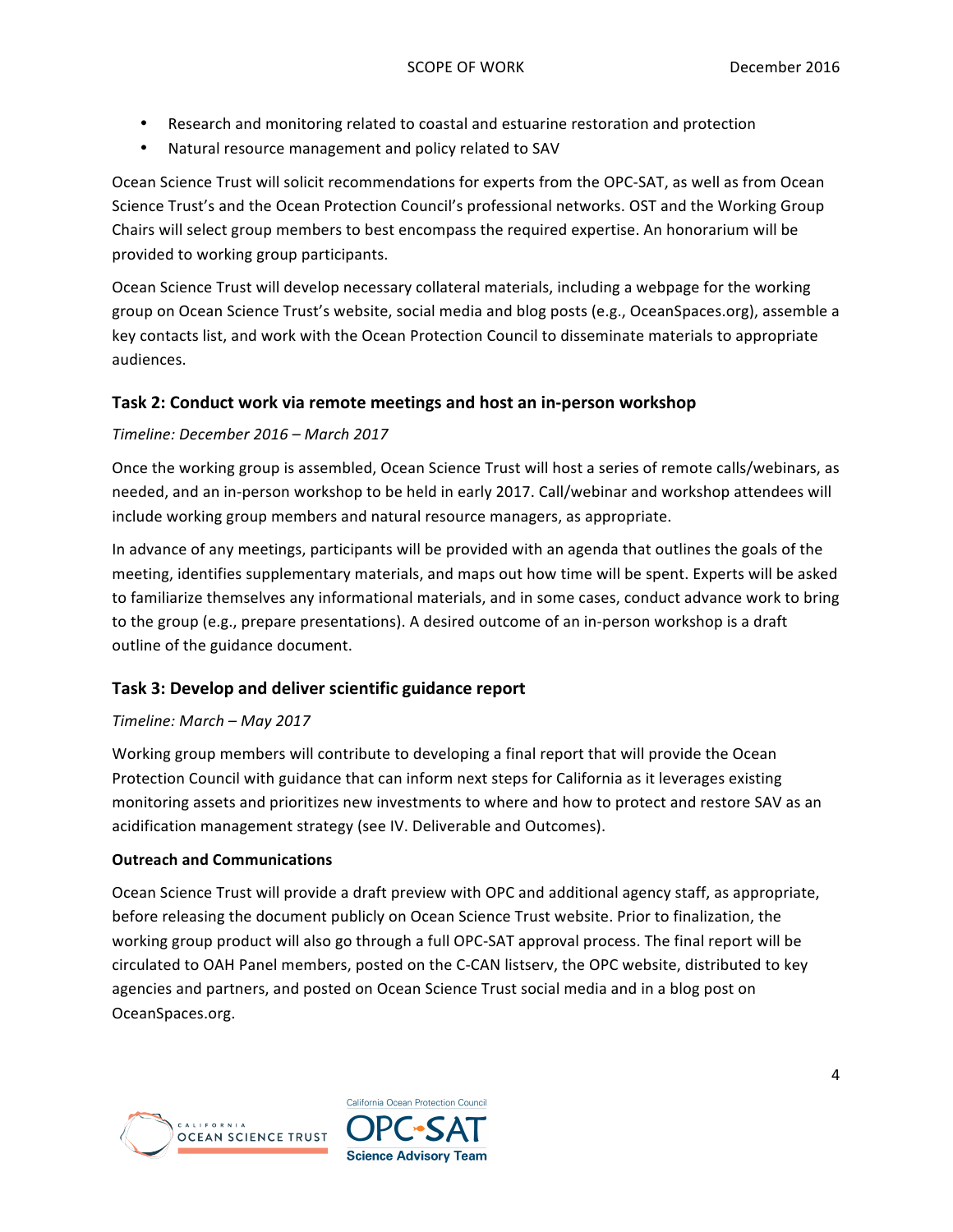- Research and monitoring related to coastal and estuarine restoration and protection
- Natural resource management and policy related to SAV

Ocean Science Trust will solicit recommendations for experts from the OPC-SAT, as well as from Ocean Science Trust's and the Ocean Protection Council's professional networks. OST and the Working Group Chairs will select group members to best encompass the required expertise. An honorarium will be provided to working group participants.

Ocean Science Trust will develop necessary collateral materials, including a webpage for the working group on Ocean Science Trust's website, social media and blog posts (e.g., OceanSpaces.org), assemble a key contacts list, and work with the Ocean Protection Council to disseminate materials to appropriate audiences.

## Task 2: Conduct work via remote meetings and host an in-person workshop

*Timeline: December 2016 – March 2017*

Once the working group is assembled, Ocean Science Trust will host a series of remote calls/webinars, as needed, and an in-person workshop to be held in early 2017. Call/webinar and workshop attendees will include working group members and natural resource managers, as appropriate.

In advance of any meetings, participants will be provided with an agenda that outlines the goals of the meeting, identifies supplementary materials, and maps out how time will be spent. Experts will be asked to familiarize themselves any informational materials, and in some cases, conduct advance work to bring to the group (e.g., prepare presentations). A desired outcome of an in-person workshop is a draft outline of the guidance document.

## Task 3: Develop and deliver scientific guidance report

*Timeline: March – May 2017*

Working group members will contribute to developing a final report that will provide the Ocean Protection Council with guidance that can inform next steps for California as it leverages existing monitoring assets and prioritizes new investments to where and how to protect and restore SAV as an acidification management strategy (see IV. Deliverable and Outcomes).

**Outreach and Communications**

Ocean Science Trust will provide a draft preview with OPC and additional agency staff, as appropriate, before releasing the document publicly on Ocean Science Trust website. Prior to finalization, the working group product will also go through a full OPC-SAT approval process. The final report will be circulated to OAH Panel members, posted on the C-CAN listserv, the OPC website, distributed to key agencies and partners, and posted on Ocean Science Trust social media and in a blog post on OceanSpaces.org.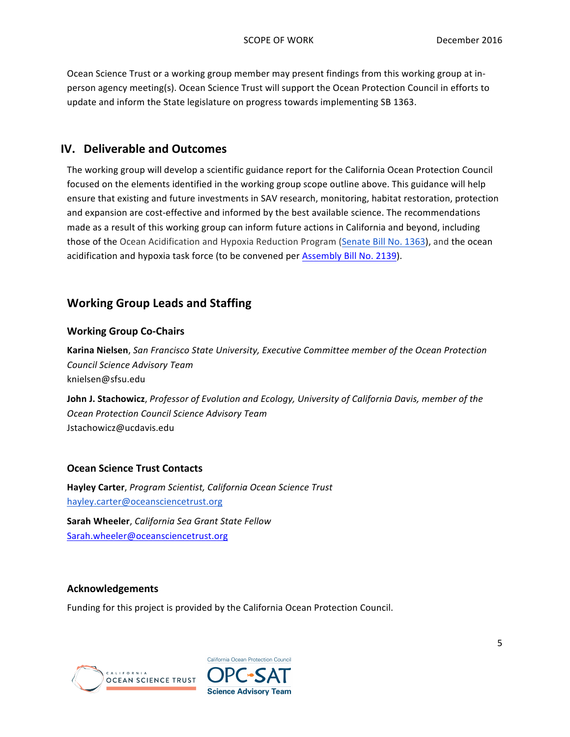Ocean Science Trust or a working group member may present findings from this working group at in-person agency meeting(s). Ocean Science Trust will support the Ocean Protection Council in efforts to update and inform the State legislature on progress towards implementing SB 1363.

## IV. Deliverable and Outcomes

The working group will develop a scientific guidance report for the California Ocean Protection Council focused on the elements identified in the working group scope outline above. This guidance will help ensure that existing and future investments in SAV research, monitoring, habitat restoration, protection and expansion are cost-effective and informed by the best available science. The recommendations made as a result of this working group can inform future actions in California and beyond, including those of the Ocean Acidification and Hypoxia Reduction Program (Senate Bill No. 1363), and the ocean acidification and hypoxia task force (to be convened per Assembly Bill No. 2139).

## Working Group Leads and Staffing

### Working Group Co-Chairs

**Karina Nielsen**, *San Francisco State University, Executive Committee member of the Ocean Protection Council Science Advisory Team*
knielsen@sfsu.edu

**John J. Stachowicz**, *Professor of Evolution and Ecology, University of California Davis, member of the Ocean Protection Council Science Advisory Team*
Jstachowicz@ucdavis.edu

### Ocean Science Trust Contacts

**Hayley Carter**, *Program Scientist, California Ocean Science Trust*
hayley.carter@oceansciencetrust.org

**Sarah Wheeler**, *California Sea Grant State Fellow*
Sarah.wheeler@oceansciencetrust.org

### Acknowledgements

Funding for this project is provided by the California Ocean Protection Council.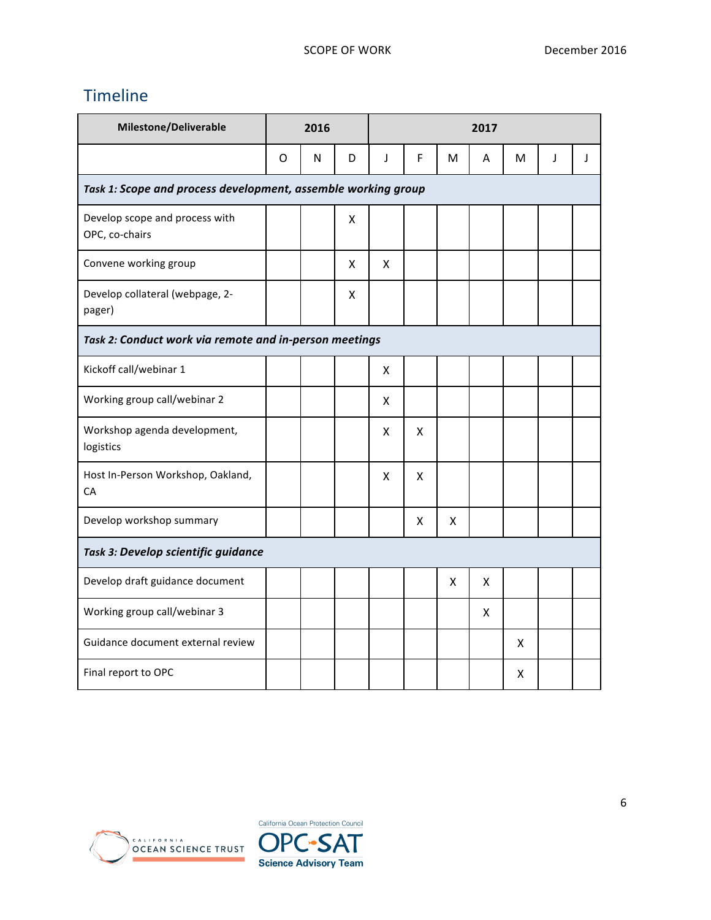## Timeline

| Milestone/Deliverable | 2016 | | | 2017 | | | | | | |
|---|---|---|---|---|---|---|---|---|---|---|
| | O | N | D | J | F | M | A | M | J | J |
| ***Task 1: Scope and process development, assemble working group*** | | | | | | | | | | |
| Develop scope and process with OPC, co-chairs | | | X | | | | | | | |
| Convene working group | | | X | X | | | | | | |
| Develop collateral (webpage, 2-pager) | | | X | | | | | | | |
| ***Task 2: Conduct work via remote and in-person meetings*** | | | | | | | | | | |
| Kickoff call/webinar 1 | | | | X | | | | | | |
| Working group call/webinar 2 | | | | X | | | | | | |
| Workshop agenda development, logistics | | | | X | X | | | | | |
| Host In-Person Workshop, Oakland, CA | | | | X | X | | | | | |
| Develop workshop summary | | | | | X | X | | | | |
| ***Task 3: Develop scientific guidance*** | | | | | | | | | | |
| Develop draft guidance document | | | | | | X | X | | | |
| Working group call/webinar 3 | | | | | | | X | | | |
| Guidance document external review | | | | | | | | X | | |
| Final report to OPC | | | | | | | | X | | |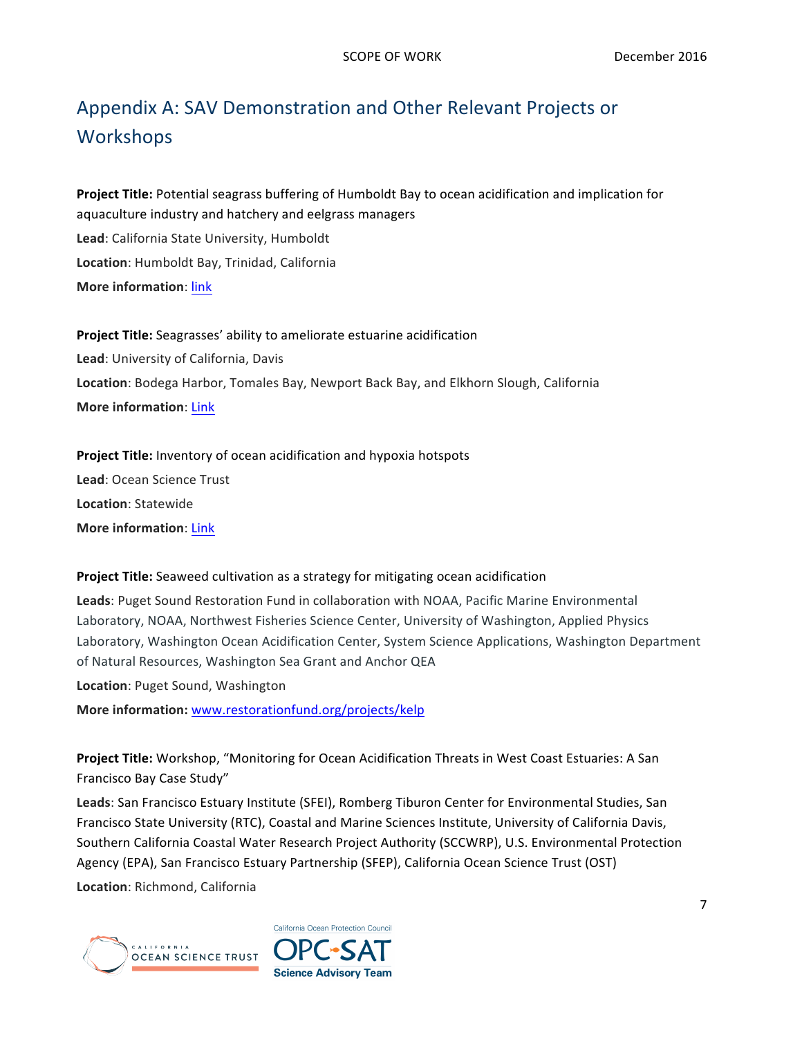## Appendix A: SAV Demonstration and Other Relevant Projects or Workshops

**Project Title:** Potential seagrass buffering of Humboldt Bay to ocean acidification and implication for aquaculture industry and hatchery and eelgrass managers

**Lead**: California State University, Humboldt

**Location**: Humboldt Bay, Trinidad, California

**More information**: link

**Project Title:** Seagrasses' ability to ameliorate estuarine acidification

**Lead**: University of California, Davis

**Location**: Bodega Harbor, Tomales Bay, Newport Back Bay, and Elkhorn Slough, California

**More information**: Link

**Project Title:** Inventory of ocean acidification and hypoxia hotspots

**Lead**: Ocean Science Trust

**Location**: Statewide

**More information**: Link

**Project Title:** Seaweed cultivation as a strategy for mitigating ocean acidification

**Leads**: Puget Sound Restoration Fund in collaboration with NOAA, Pacific Marine Environmental Laboratory, NOAA, Northwest Fisheries Science Center, University of Washington, Applied Physics Laboratory, Washington Ocean Acidification Center, System Science Applications, Washington Department of Natural Resources, Washington Sea Grant and Anchor QEA

**Location**: Puget Sound, Washington

**More information:** www.restorationfund.org/projects/kelp

**Project Title:** Workshop, "Monitoring for Ocean Acidification Threats in West Coast Estuaries: A San Francisco Bay Case Study"

**Leads**: San Francisco Estuary Institute (SFEI), Romberg Tiburon Center for Environmental Studies, San Francisco State University (RTC), Coastal and Marine Sciences Institute, University of California Davis, Southern California Coastal Water Research Project Authority (SCCWRP), U.S. Environmental Protection Agency (EPA), San Francisco Estuary Partnership (SFEP), California Ocean Science Trust (OST)

**Location**: Richmond, California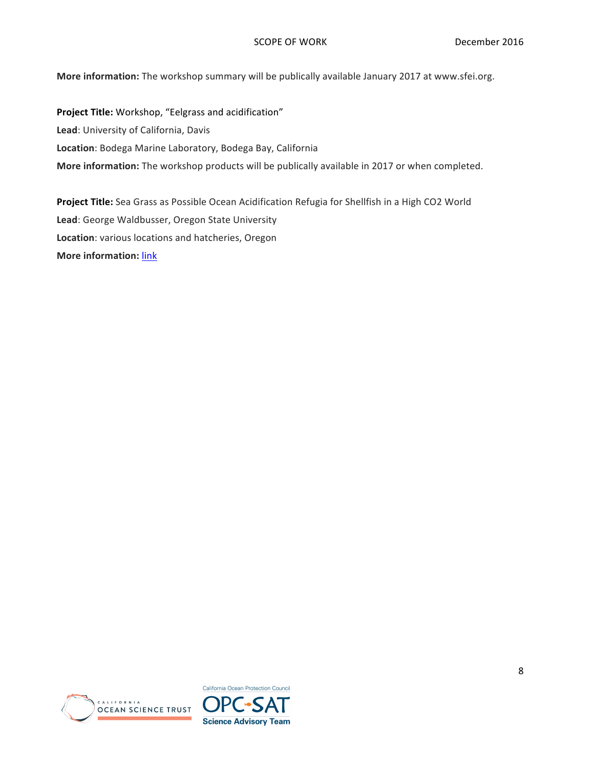**More information:** The workshop summary will be publically available January 2017 at www.sfei.org.

**Project Title:** Workshop, "Eelgrass and acidification"
**Lead**: University of California, Davis
**Location**: Bodega Marine Laboratory, Bodega Bay, California
**More information:** The workshop products will be publically available in 2017 or when completed.

**Project Title:** Sea Grass as Possible Ocean Acidification Refugia for Shellfish in a High CO2 World
**Lead**: George Waldbusser, Oregon State University
**Location**: various locations and hatcheries, Oregon
**More information:** link